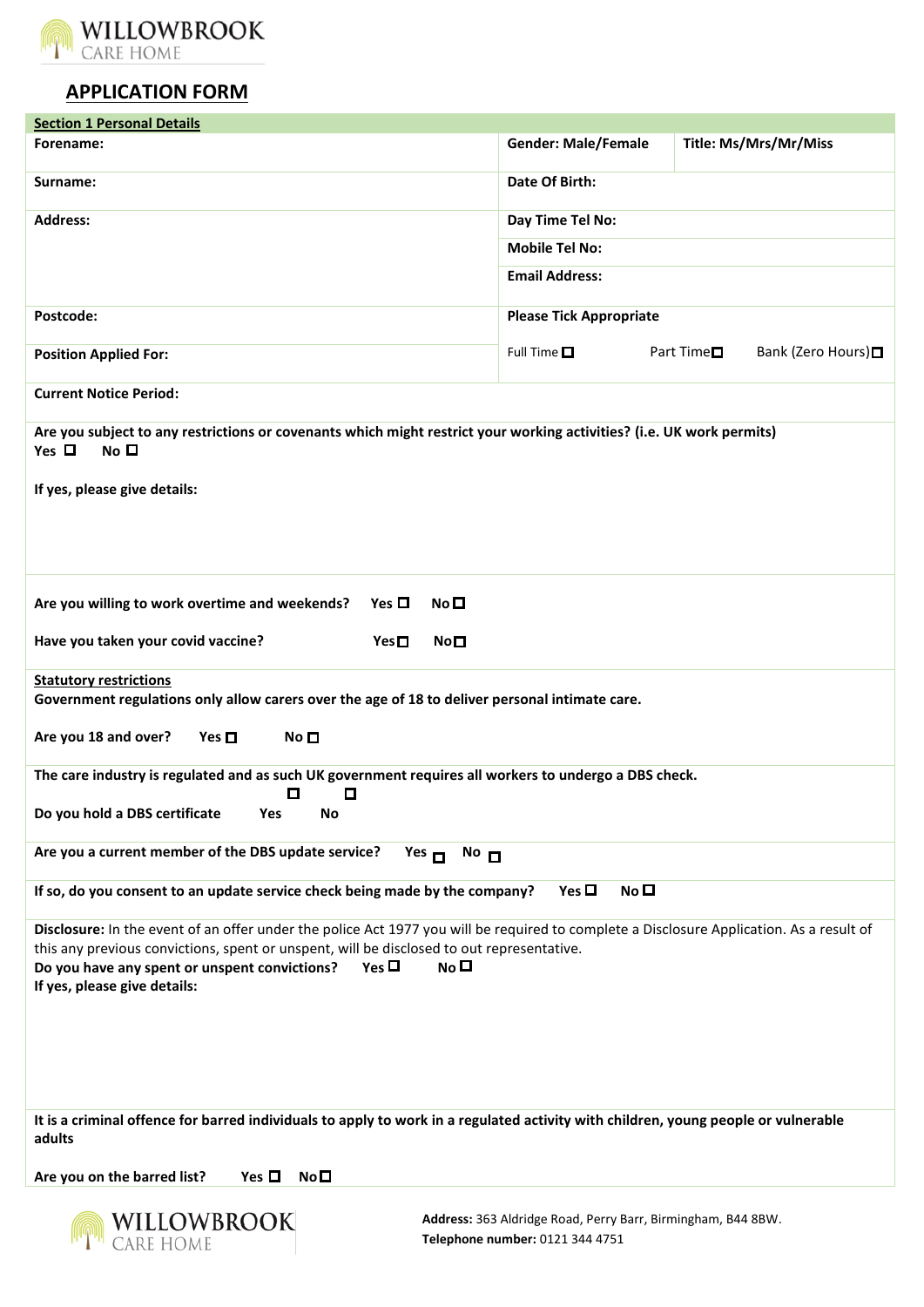WILLOWBROOK
CARE HOME

## APPLICATION FORM

**Section 1 Personal Details**

| | | |
|---|---|---|
| **Forename:** | **Gender: Male/Female** | **Title: Ms/Mrs/Mr/Miss** |
| **Surname:** | **Date Of Birth:** | |
| **Address:** | **Day Time Tel No:** | |
| | **Mobile Tel No:** | |
| | **Email Address:** | |
| **Postcode:** | **Please Tick Appropriate** | |
| **Position Applied For:** | Full Time ☐ Part Time☐ Bank (Zero Hours)☐ | |
| **Current Notice Period:** | | |

**Are you subject to any restrictions or covenants which might restrict your working activities? (i.e. UK work permits)**
**Yes** ☐ **No** ☐

**If yes, please give details:**

**Are you willing to work overtime and weekends?** **Yes** ☐ **No** ☐

**Have you taken your covid vaccine?** **Yes** ☐ **No** ☐

**Statutory restrictions**
**Government regulations only allow carers over the age of 18 to deliver personal intimate care.**

**Are you 18 and over?** **Yes** ☐ **No** ☐

**The care industry is regulated and as such UK government requires all workers to undergo a DBS check.**

**Do you hold a DBS certificate** **Yes** ☐ **No** ☐

**Are you a current member of the DBS update service?** **Yes** ☐ **No** ☐

**If so, do you consent to an update service check being made by the company?** **Yes** ☐ **No** ☐

**Disclosure:** In the event of an offer under the police Act 1977 you will be required to complete a Disclosure Application. As a result of this any previous convictions, spent or unspent, will be disclosed to out representative.
**Do you have any spent or unspent convictions?** **Yes** ☐ **No** ☐
**If yes, please give details:**

**It is a criminal offence for barred individuals to apply to work in a regulated activity with children, young people or vulnerable adults**

**Are you on the barred list?** **Yes** ☐ **No** ☐

WILLOWBROOK
CARE HOME

**Address:** 363 Aldridge Road, Perry Barr, Birmingham, B44 8BW.
**Telephone number:** 0121 344 4751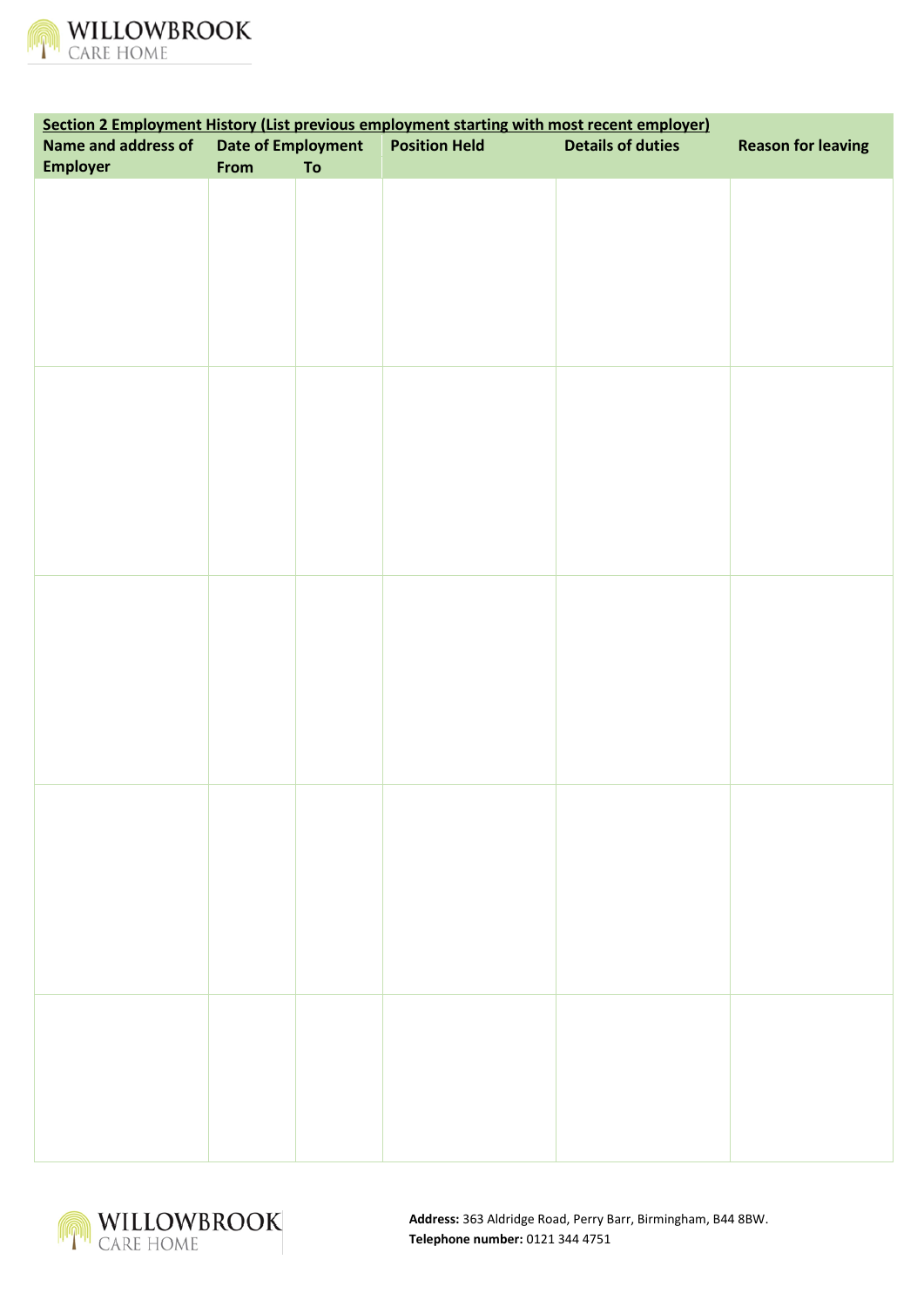| **Section 2 Employment History (List previous employment starting with most recent employer)** | | | | | |
|---|---|---|---|---|---|
| **Name and address of Employer** | **Date of Employment** | | **Position Held** | **Details of duties** | **Reason for leaving** |
| | **From** | **To** | | | |
| | | | | | |
| | | | | | |
| | | | | | |
| | | | | | |
| | | | | | |

**Address:** 363 Aldridge Road, Perry Barr, Birmingham, B44 8BW.
**Telephone number:** 0121 344 4751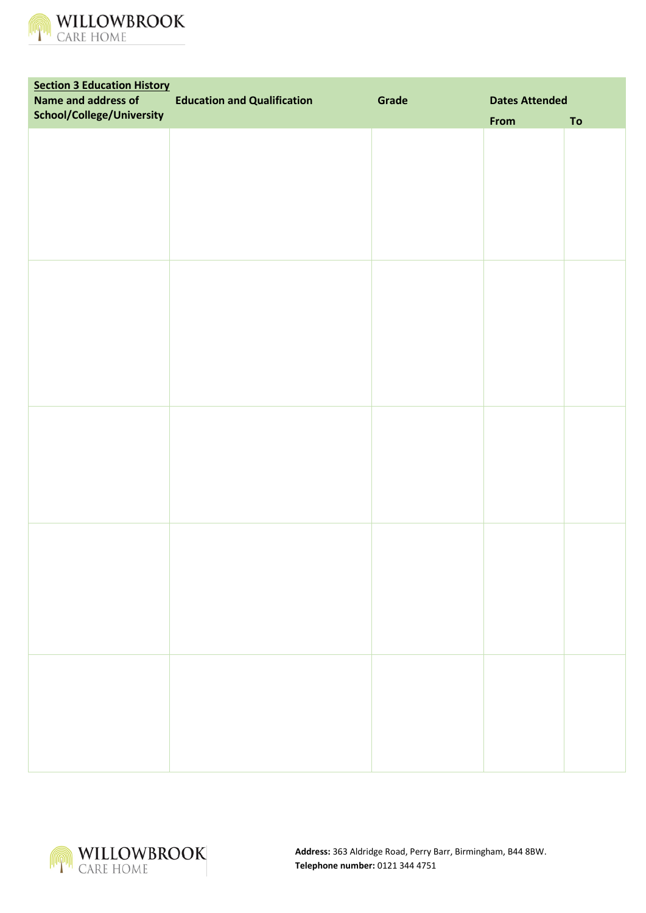**Section 3 Education History**

| Name and address of School/College/University | Education and Qualification | Grade | Dates Attended | |
|---|---|---|---|---|
| | | | From | To |
| | | | | |
| | | | | |
| | | | | |
| | | | | |
| | | | | |

**Address:** 363 Aldridge Road, Perry Barr, Birmingham, B44 8BW.
**Telephone number:** 0121 344 4751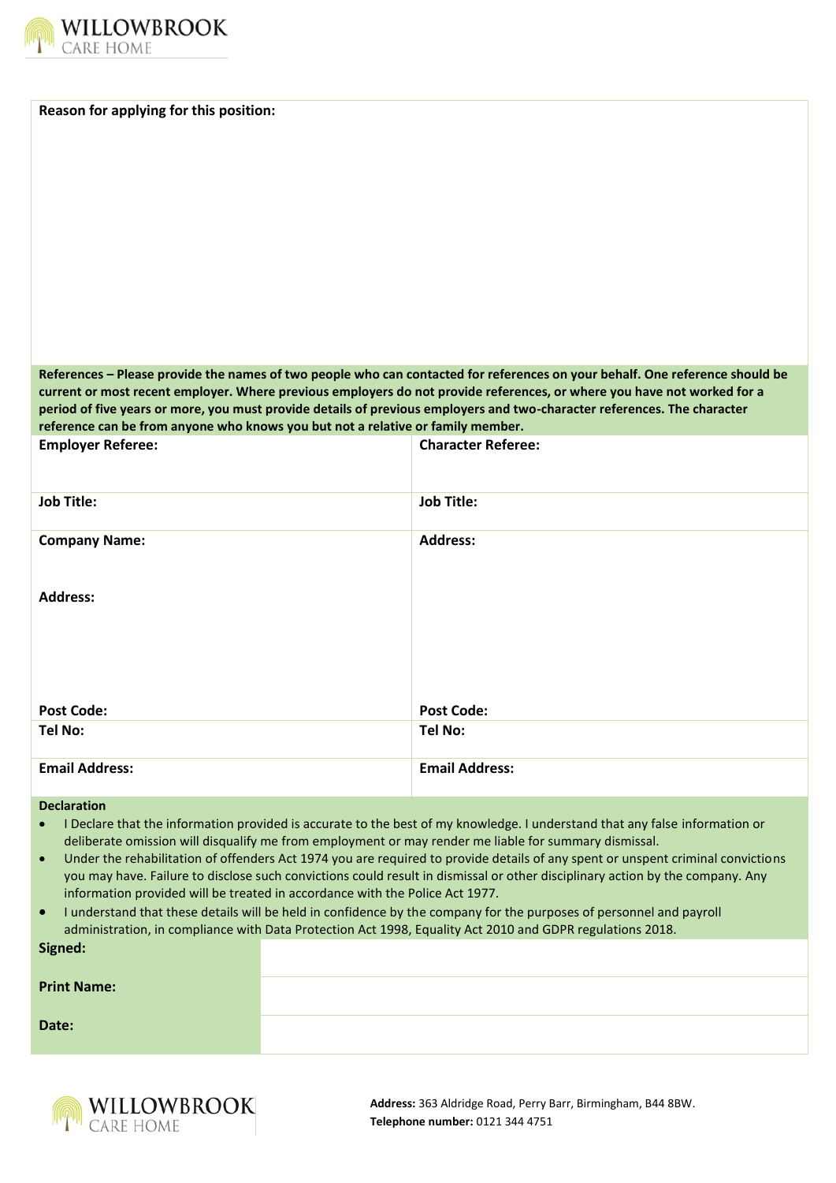**Reason for applying for this position:**

**References – Please provide the names of two people who can contacted for references on your behalf. One reference should be current or most recent employer. Where previous employers do not provide references, or where you have not worked for a period of five years or more, you must provide details of previous employers and two-character references. The character reference can be from anyone who knows you but not a relative or family member.**

| | |
|---|---|
| **Employer Referee:** | **Character Referee:** |
| **Job Title:** | **Job Title:** |
| **Company Name:**<br><br>**Address:** | **Address:** |
| **Post Code:** | **Post Code:** |
| **Tel No:** | **Tel No:** |
| **Email Address:** | **Email Address:** |

**Declaration**

- I Declare that the information provided is accurate to the best of my knowledge. I understand that any false information or deliberate omission will disqualify me from employment or may render me liable for summary dismissal.
- Under the rehabilitation of offenders Act 1974 you are required to provide details of any spent or unspent criminal convictions you may have. Failure to disclose such convictions could result in dismissal or other disciplinary action by the company. Any information provided will be treated in accordance with the Police Act 1977.
- I understand that these details will be held in confidence by the company for the purposes of personnel and payroll administration, in compliance with Data Protection Act 1998, Equality Act 2010 and GDPR regulations 2018.

| | |
|---|---|
| **Signed:** | |
| **Print Name:** | |
| **Date:** | |

**Address:** 363 Aldridge Road, Perry Barr, Birmingham, B44 8BW.
**Telephone number:** 0121 344 4751